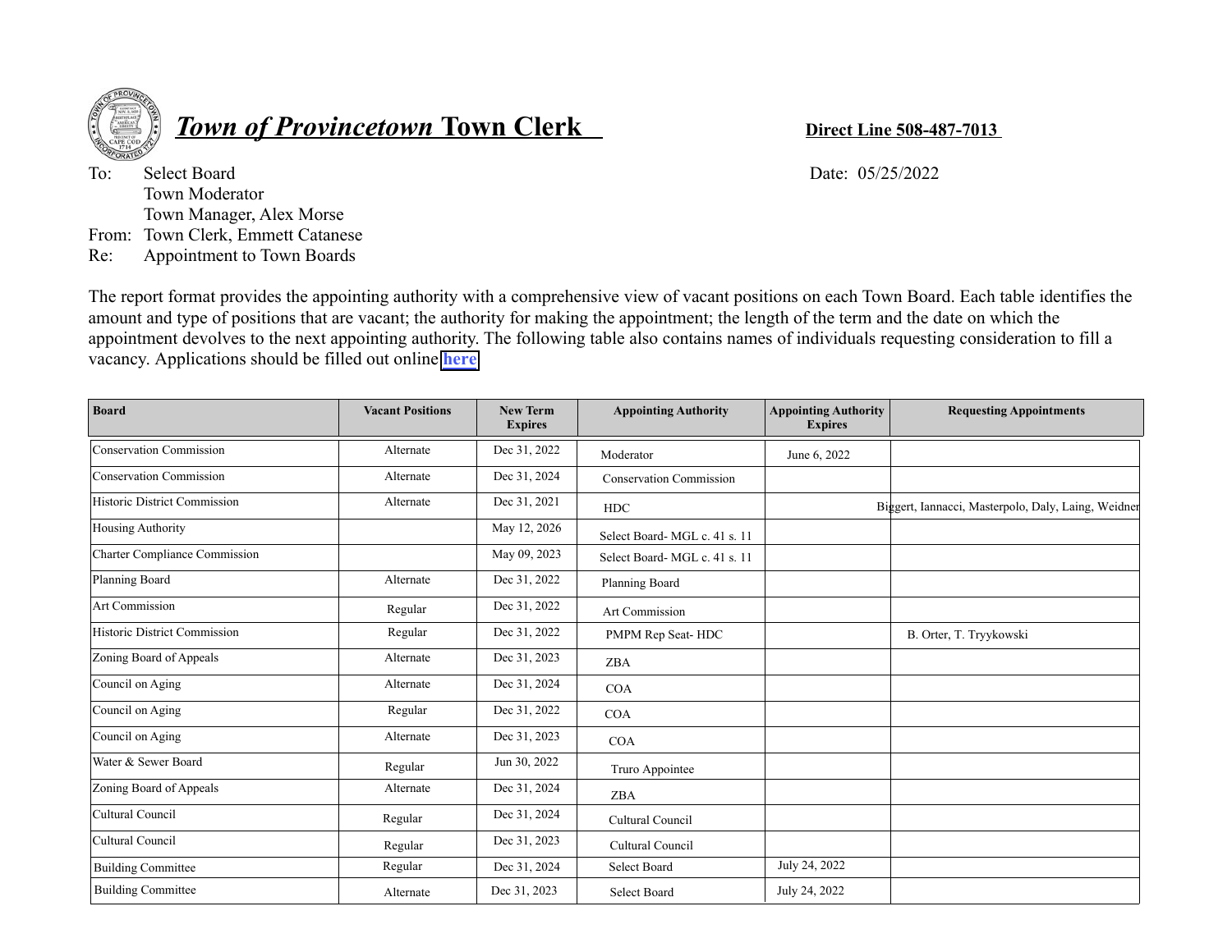# *Town of Provincetown* Town Clerk

**Direct Line 508-487-7013**

To: Select Board
Town Moderator
Town Manager, Alex Morse

From: Town Clerk, Emmett Catanese

Re: Appointment to Town Boards

Date: 05/25/2022

The report format provides the appointing authority with a comprehensive view of vacant positions on each Town Board. Each table identifies the amount and type of positions that are vacant; the authority for making the appointment; the length of the term and the date on which the appointment devolves to the next appointing authority. The following table also contains names of individuals requesting consideration to fill a vacancy. Applications should be filled out online [here]

| Board | Vacant Positions | New Term Expires | Appointing Authority | Appointing Authority Expires | Requesting Appointments |
|---|---|---|---|---|---|
| Conservation Commission | Alternate | Dec 31, 2022 | Moderator | June 6, 2022 | |
| Conservation Commission | Alternate | Dec 31, 2024 | Conservation Commission | | |
| Historic District Commission | Alternate | Dec 31, 2021 | HDC | | Biggert, Iannacci, Masterpolo, Daly, Laing, Weidner |
| Housing Authority | | May 12, 2026 | Select Board- MGL c. 41 s. 11 | | |
| Charter Compliance Commission | | May 09, 2023 | Select Board- MGL c. 41 s. 11 | | |
| Planning Board | Alternate | Dec 31, 2022 | Planning Board | | |
| Art Commission | Regular | Dec 31, 2022 | Art Commission | | |
| Historic District Commission | Regular | Dec 31, 2022 | PMPM Rep Seat- HDC | | B. Orter, T. Tryykowski |
| Zoning Board of Appeals | Alternate | Dec 31, 2023 | ZBA | | |
| Council on Aging | Alternate | Dec 31, 2024 | COA | | |
| Council on Aging | Regular | Dec 31, 2022 | COA | | |
| Council on Aging | Alternate | Dec 31, 2023 | COA | | |
| Water & Sewer Board | Regular | Jun 30, 2022 | Truro Appointee | | |
| Zoning Board of Appeals | Alternate | Dec 31, 2024 | ZBA | | |
| Cultural Council | Regular | Dec 31, 2024 | Cultural Council | | |
| Cultural Council | Regular | Dec 31, 2023 | Cultural Council | | |
| Building Committee | Regular | Dec 31, 2024 | Select Board | July 24, 2022 | |
| Building Committee | Alternate | Dec 31, 2023 | Select Board | July 24, 2022 | |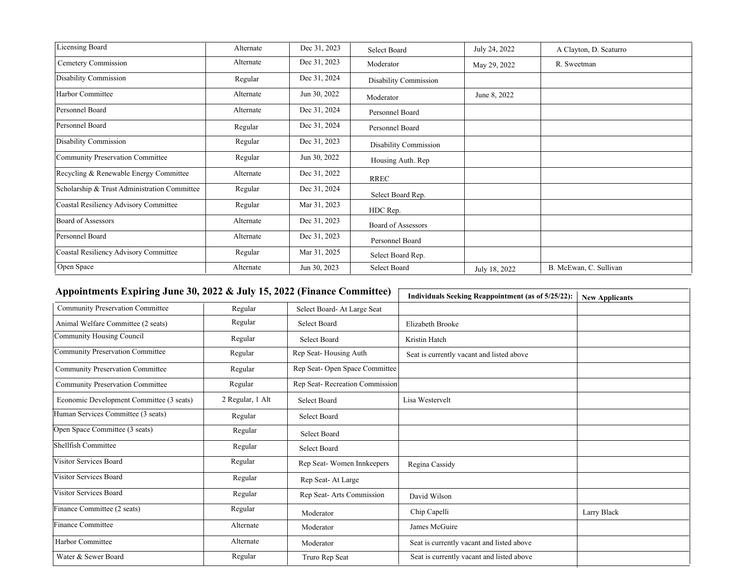| | | | | | |
|---|---|---|---|---|---|
| Licensing Board | Alternate | Dec 31, 2023 | Select Board | July 24, 2022 | A Clayton, D. Scaturro |
| Cemetery Commission | Alternate | Dec 31, 2023 | Moderator | May 29, 2022 | R. Sweetman |
| Disability Commission | Regular | Dec 31, 2024 | Disability Commission | | |
| Harbor Committee | Alternate | Jun 30, 2022 | Moderator | June 8, 2022 | |
| Personnel Board | Alternate | Dec 31, 2024 | Personnel Board | | |
| Personnel Board | Regular | Dec 31, 2024 | Personnel Board | | |
| Disability Commission | Regular | Dec 31, 2023 | Disability Commission | | |
| Community Preservation Committee | Regular | Jun 30, 2022 | Housing Auth. Rep | | |
| Recycling & Renewable Energy Committee | Alternate | Dec 31, 2022 | RREC | | |
| Scholarship & Trust Administration Committee | Regular | Dec 31, 2024 | Select Board Rep. | | |
| Coastal Resiliency Advisory Committee | Regular | Mar 31, 2023 | HDC Rep. | | |
| Board of Assessors | Alternate | Dec 31, 2023 | Board of Assessors | | |
| Personnel Board | Alternate | Dec 31, 2023 | Personnel Board | | |
| Coastal Resiliency Advisory Committee | Regular | Mar 31, 2025 | Select Board Rep. | | |
| Open Space | Alternate | Jun 30, 2023 | Select Board | July 18, 2022 | B. McEwan, C. Sullivan |

## Appointments Expiring June 30, 2022 & July 15, 2022 (Finance Committee)

| | | | Individuals Seeking Reappointment (as of 5/25/22): | New Applicants |
|---|---|---|---|---|
| Community Preservation Committee | Regular | Select Board- At Large Seat | | |
| Animal Welfare Committee (2 seats) | Regular | Select Board | Elizabeth Brooke | |
| Community Housing Council | Regular | Select Board | Kristin Hatch | |
| Community Preservation Committee | Regular | Rep Seat- Housing Auth | Seat is currently vacant and listed above | |
| Community Preservation Committee | Regular | Rep Seat- Open Space Committee | | |
| Community Preservation Committee | Regular | Rep Seat- Recreation Commission | | |
| Economic Development Committee (3 seats) | 2 Regular, 1 Alt | Select Board | Lisa Westervelt | |
| Human Services Committee (3 seats) | Regular | Select Board | | |
| Open Space Committee (3 seats) | Regular | Select Board | | |
| Shellfish Committee | Regular | Select Board | | |
| Visitor Services Board | Regular | Rep Seat- Women Innkeepers | Regina Cassidy | |
| Visitor Services Board | Regular | Rep Seat- At Large | | |
| Visitor Services Board | Regular | Rep Seat- Arts Commission | David Wilson | |
| Finance Committee (2 seats) | Regular | Moderator | Chip Capelli | Larry Black |
| Finance Committee | Alternate | Moderator | James McGuire | |
| Harbor Committee | Alternate | Moderator | Seat is currently vacant and listed above | |
| Water & Sewer Board | Regular | Truro Rep Seat | Seat is currently vacant and listed above | |